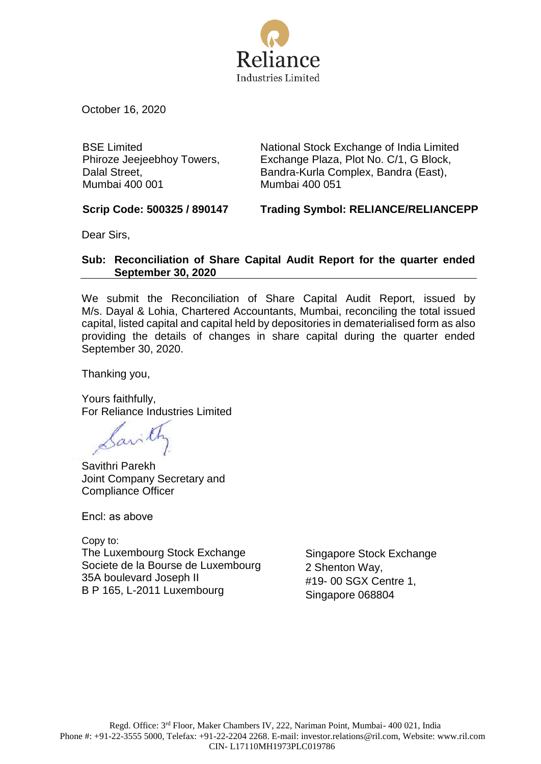Reliance
Industries Limited

October 16, 2020

| BSE Limited<br>Phiroze Jeejeebhoy Towers,<br>Dalal Street,<br>Mumbai 400 001 | National Stock Exchange of India Limited<br>Exchange Plaza, Plot No. C/1, G Block,<br>Bandra-Kurla Complex, Bandra (East),<br>Mumbai 400 051 |
|---|---|
| **Scrip Code: 500325 / 890147** | **Trading Symbol: RELIANCE/RELIANCEPP** |

Dear Sirs,

**Sub: Reconciliation of Share Capital Audit Report for the quarter ended September 30, 2020**

We submit the Reconciliation of Share Capital Audit Report, issued by M/s. Dayal & Lohia, Chartered Accountants, Mumbai, reconciling the total issued capital, listed capital and capital held by depositories in dematerialised form as also providing the details of changes in share capital during the quarter ended September 30, 2020.

Thanking you,

Yours faithfully,
For Reliance Industries Limited

Savithri Parekh
Joint Company Secretary and
Compliance Officer

Encl: as above

Copy to:

| The Luxembourg Stock Exchange<br>Societe de la Bourse de Luxembourg<br>35A boulevard Joseph II<br>B P 165, L-2011 Luxembourg | Singapore Stock Exchange<br>2 Shenton Way,<br>#19- 00 SGX Centre 1,<br>Singapore 068804 |
|---|---|

Regd. Office: 3rd Floor, Maker Chambers IV, 222, Nariman Point, Mumbai- 400 021, India
Phone #: +91-22-3555 5000, Telefax: +91-22-2204 2268. E-mail: investor.relations@ril.com, Website: www.ril.com
CIN- L17110MH1973PLC019786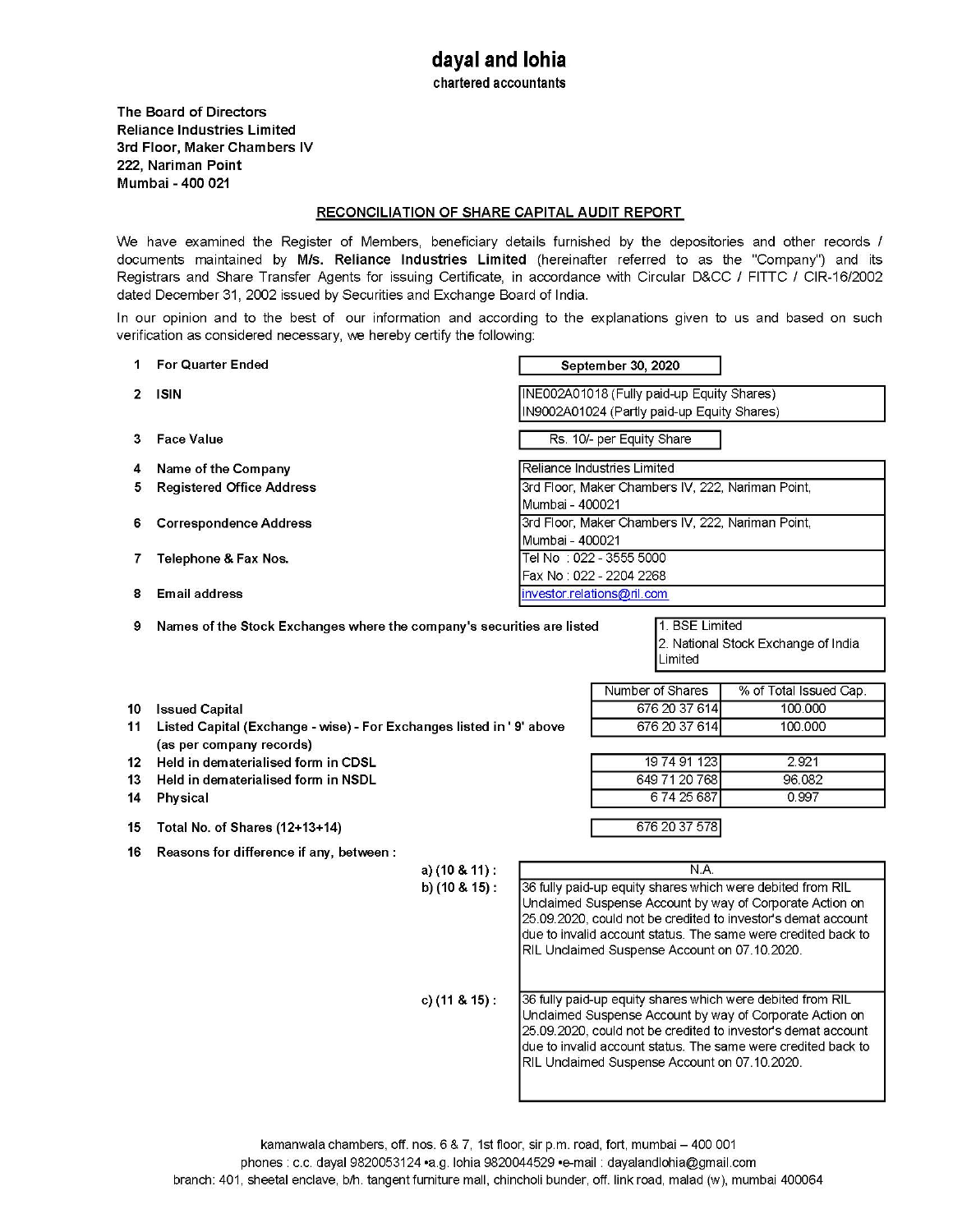# dayal and lohia

chartered accountants

**The Board of Directors**
**Reliance Industries Limited**
**3rd Floor, Maker Chambers IV**
**222, Nariman Point**
**Mumbai - 400 021**

## RECONCILIATION OF SHARE CAPITAL AUDIT REPORT

We have examined the Register of Members, beneficiary details furnished by the depositories and other records / documents maintained by **M/s. Reliance Industries Limited** (hereinafter referred to as the "Company") and its Registrars and Share Transfer Agents for issuing Certificate, in accordance with Circular D&CC / FITTC / CIR-16/2002 dated December 31, 2002 issued by Securities and Exchange Board of India.

In our opinion and to the best of our information and according to the explanations given to us and based on such verification as considered necessary, we hereby certify the following:

| | | |
|---|---|---|
| 1 | **For Quarter Ended** | **September 30, 2020** |
| 2 | **ISIN** | INE002A01018 (Fully paid-up Equity Shares)<br>IN9002A01024 (Partly paid-up Equity Shares) |
| 3 | **Face Value** | Rs. 10/- per Equity Share |
| 4 | **Name of the Company** | Reliance Industries Limited |
| 5 | **Registered Office Address** | 3rd Floor, Maker Chambers IV, 222, Nariman Point, Mumbai - 400021 |
| 6 | **Correspondence Address** | 3rd Floor, Maker Chambers IV, 222, Nariman Point, Mumbai - 400021 |
| 7 | **Telephone & Fax Nos.** | Tel No : 022 - 3555 5000<br>Fax No : 022 - 2204 2268 |
| 8 | **Email address** | investor.relations@ril.com |
| 9 | **Names of the Stock Exchanges where the company's securities are listed** | 1. BSE Limited<br>2. National Stock Exchange of India Limited |

| | | Number of Shares | % of Total Issued Cap. |
|---|---|---|---|
| 10 | **Issued Capital** | 676 20 37 614 | 100.000 |
| 11 | **Listed Capital (Exchange - wise) - For Exchanges listed in ' 9' above (as per company records)** | 676 20 37 614 | 100.000 |
| 12 | **Held in dematerialised form in CDSL** | 19 74 91 123 | 2.921 |
| 13 | **Held in dematerialised form in NSDL** | 649 71 20 768 | 96.082 |
| 14 | **Physical** | 6 74 25 687 | 0.997 |
| 15 | **Total No. of Shares (12+13+14)** | 676 20 37 578 | |

**16 Reasons for difference if any, between :**

| | |
|---|---|
| **a) (10 & 11) :** | N.A. |
| **b) (10 & 15) :** | 36 fully paid-up equity shares which were debited from RIL Unclaimed Suspense Account by way of Corporate Action on 25.09.2020, could not be credited to investor's demat account due to invalid account status. The same were credited back to RIL Unclaimed Suspense Account on 07.10.2020. |
| **c) (11 & 15) :** | 36 fully paid-up equity shares which were debited from RIL Unclaimed Suspense Account by way of Corporate Action on 25.09.2020, could not be credited to investor's demat account due to invalid account status. The same were credited back to RIL Unclaimed Suspense Account on 07.10.2020. |

kamanwala chambers, off. nos. 6 & 7, 1st floor, sir p.m. road, fort, mumbai – 400 001
phones : c.c. dayal 9820053124 •a.g. lohia 9820044529 •e-mail : dayalandlohia@gmail.com
branch: 401, sheetal enclave, b/h. tangent furniture mall, chincholi bunder, off. link road, malad (w), mumbai 400064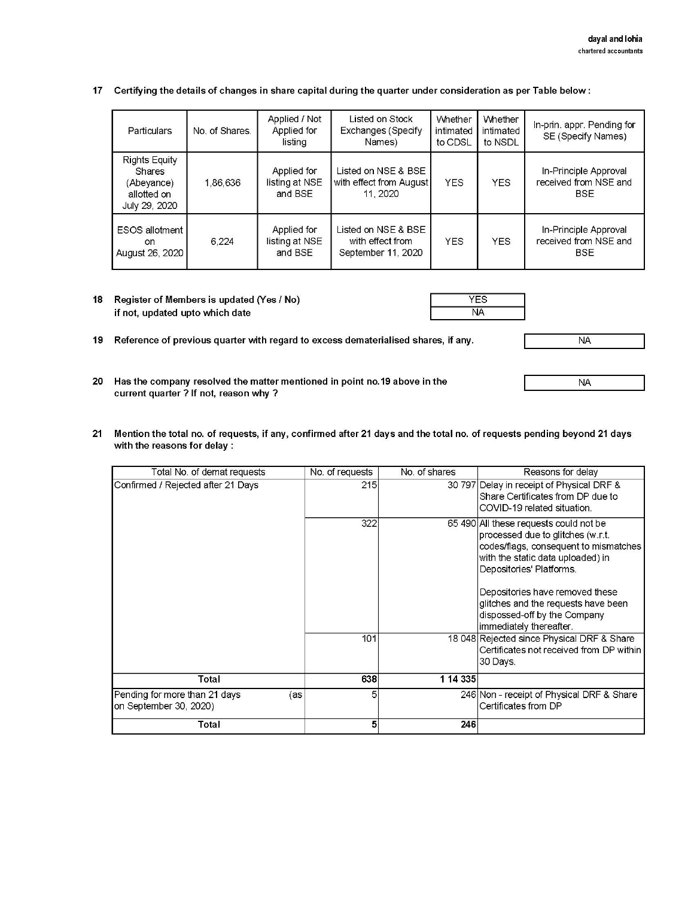**17 Certifying the details of changes in share capital during the quarter under consideration as per Table below :**

| Particulars | No. of Shares. | Applied / Not Applied for listing | Listed on Stock Exchanges (Specify Names) | Whether intimated to CDSL | Whether intimated to NSDL | In-prin. appr. Pending for SE (Specify Names) |
|---|---|---|---|---|---|---|
| Rights Equity Shares (Abeyance) allotted on July 29, 2020 | 1,86,636 | Applied for listing at NSE and BSE | Listed on NSE & BSE with effect from August 11, 2020 | YES | YES | In-Principle Approval received from NSE and BSE |
| ESOS allotment on August 26, 2020 | 6,224 | Applied for listing at NSE and BSE | Listed on NSE & BSE with effect from September 11, 2020 | YES | YES | In-Principle Approval received from NSE and BSE |

**18 Register of Members is updated (Yes / No)** — YES
**if not, updated upto which date** — NA

**19 Reference of previous quarter with regard to excess dematerialised shares, if any.** — NA

**20 Has the company resolved the matter mentioned in point no.19 above in the current quarter ? If not, reason why ?** — NA

**21 Mention the total no. of requests, if any, confirmed after 21 days and the total no. of requests pending beyond 21 days with the reasons for delay :**

| Total No. of demat requests | No. of requests | No. of shares | Reasons for delay |
|---|---|---|---|
| Confirmed / Rejected after 21 Days | 215 | 30 797 | Delay in receipt of Physical DRF & Share Certificates from DP due to COVID-19 related situation. |
| | 322 | 65 490 | All these requests could not be processed due to glitches (w.r.t. codes/flags, consequent to mismatches with the static data uploaded) in Depositories' Platforms. Depositories have removed these glitches and the requests have been dispossed-off by the Company immediately thereafter. |
| | 101 | 18 048 | Rejected since Physical DRF & Share Certificates not received from DP within 30 Days. |
| **Total** | **638** | **1 14 335** | |
| Pending for more than 21 days (as on September 30, 2020) | 5 | 246 | Non - receipt of Physical DRF & Share Certificates from DP |
| **Total** | **5** | **246** | |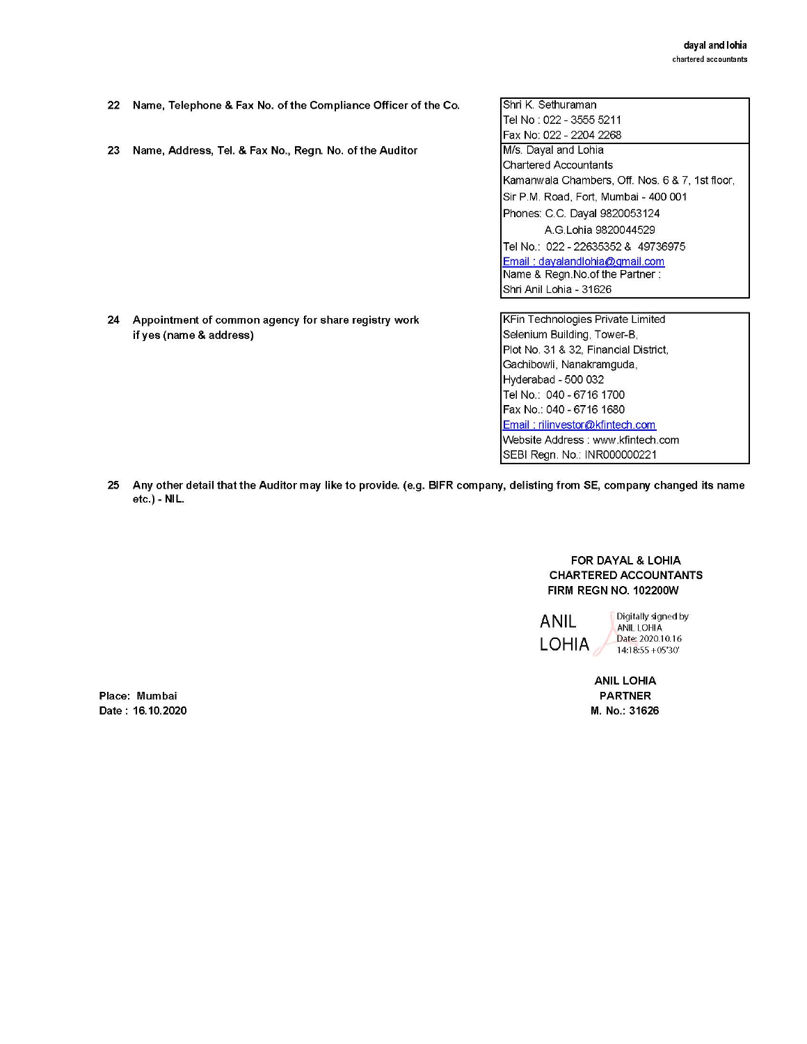| | | |
|---|---|---|
| 22 | Name, Telephone & Fax No. of the Compliance Officer of the Co. | Shri K. Sethuraman<br>Tel No : 022 - 3555 5211<br>Fax No: 022 - 2204 2268 |
| 23 | Name, Address, Tel. & Fax No., Regn. No. of the Auditor | M/s. Dayal and Lohia<br>Chartered Accountants<br>Kamanwala Chambers, Off. Nos. 6 & 7, 1st floor,<br>Sir P.M. Road, Fort, Mumbai - 400 001<br>Phones: C.C. Dayal 9820053124<br>A.G.Lohia 9820044529<br>Tel No.: 022 - 22635352 & 49736975<br>Email : dayalandlohia@gmail.com<br>Name & Regn.No.of the Partner :<br>Shri Anil Lohia - 31626 |
| 24 | Appointment of common agency for share registry work if yes (name & address) | KFin Technologies Private Limited<br>Selenium Building, Tower-B,<br>Plot No. 31 & 32, Financial District,<br>Gachibowli, Nanakramguda,<br>Hyderabad - 500 032<br>Tel No.: 040 - 6716 1700<br>Fax No.: 040 - 6716 1680<br>Email : rilinvestor@kfintech.com<br>Website Address : www.kfintech.com<br>SEBI Regn. No.: INR000000221 |

25 Any other detail that the Auditor may like to provide. (e.g. BIFR company, delisting from SE, company changed its name etc.) - NIL.

**FOR DAYAL & LOHIA**
**CHARTERED ACCOUNTANTS**
**FIRM REGN NO. 102200W**

ANIL LOHIA
Digitally signed by ANIL LOHIA
Date: 2020.10.16 14:18:55 +05'30'

**ANIL LOHIA**
**PARTNER**
**M. No.: 31626**

**Place: Mumbai**
**Date : 16.10.2020**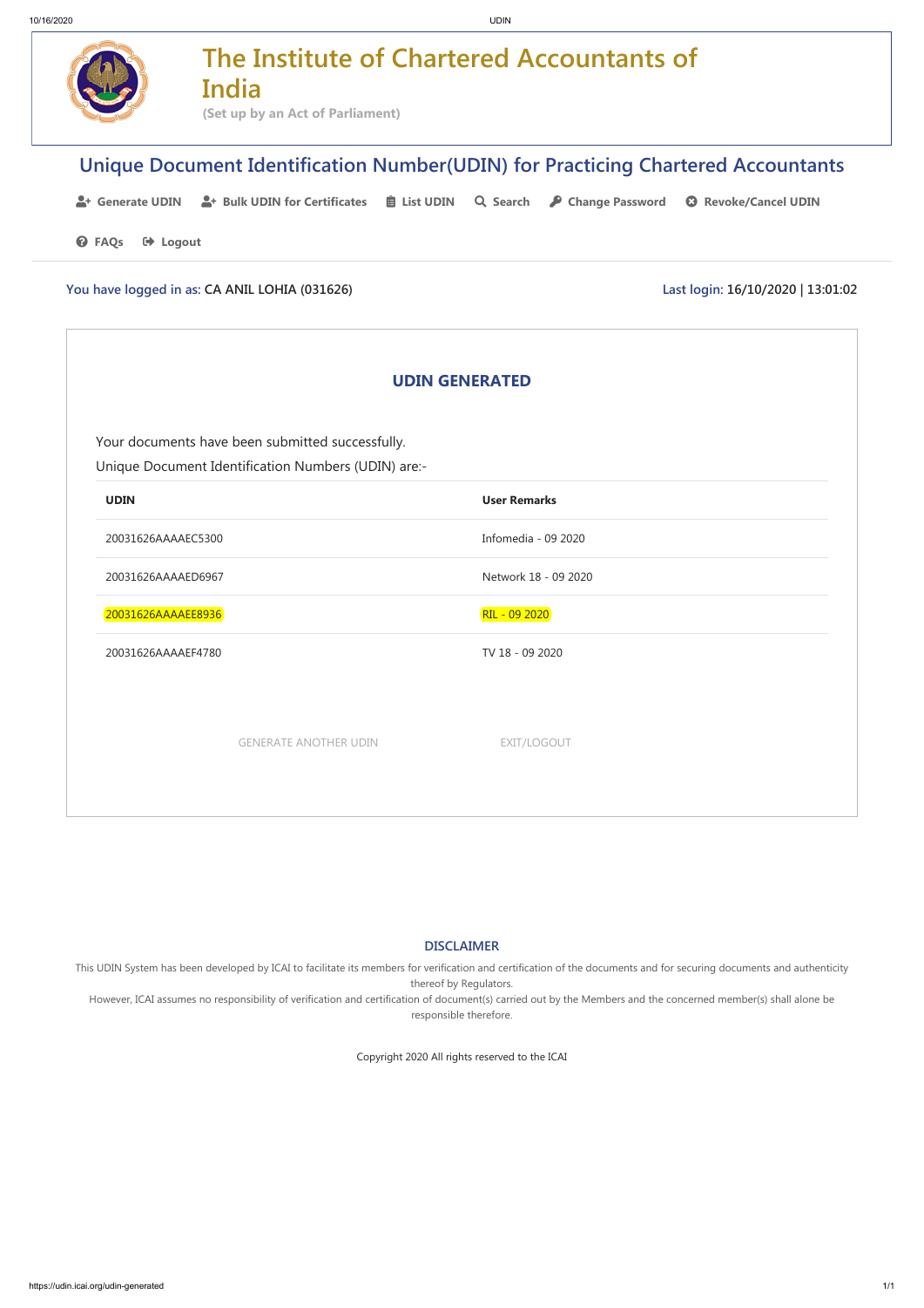# The Institute of Chartered Accountants of India

**(Set up by an Act of Parliament)**

## Unique Document Identification Number(UDIN) for Practicing Chartered Accountants

Generate UDIN | Bulk UDIN for Certificates | List UDIN | Search | Change Password | Revoke/Cancel UDIN

FAQs | Logout

You have logged in as: **CA ANIL LOHIA (031626)**

Last login: **16/10/2020 | 13:01:02**

### UDIN GENERATED

Your documents have been submitted successfully.

Unique Document Identification Numbers (UDIN) are:-

| UDIN | User Remarks |
|---|---|
| 20031626AAAAEC5300 | Infomedia - 09 2020 |
| 20031626AAAAED6967 | Network 18 - 09 2020 |
| 20031626AAAAEE8936 | RIL - 09 2020 |
| 20031626AAAAEF4780 | TV 18 - 09 2020 |

GENERATE ANOTHER UDIN

EXIT/LOGOUT

### DISCLAIMER

This UDIN System has been developed by ICAI to facilitate its members for verification and certification of the documents and for securing documents and authenticity thereof by Regulators.

However, ICAI assumes no responsibility of verification and certification of document(s) carried out by the Members and the concerned member(s) shall alone be responsible therefore.

Copyright 2020 All rights reserved to the ICAI